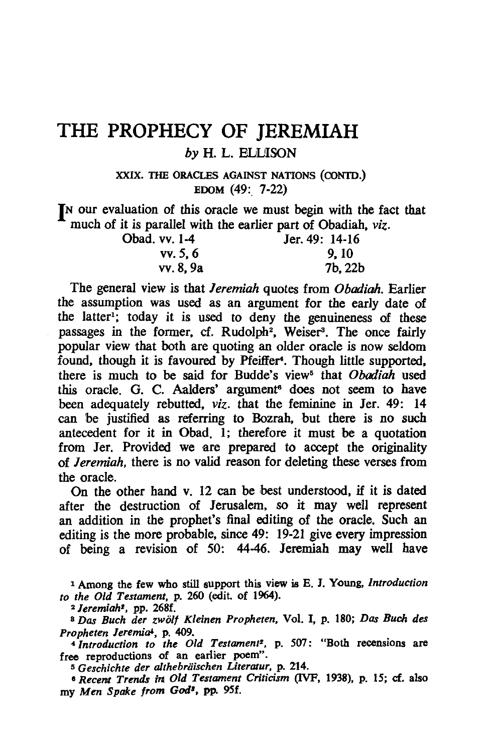# THE PROPHECY OF JEREMIAH

*by* H. L. ELLISON

XXIX. THE ORACLES AGAINST NATIONS (CONTD.)
EDOM (49: 7-22)

In our evaluation of this oracle we must begin with the fact that much of it is parallel with the earlier part of Obadiah, *viz.*

| Obad. vv. 1-4 | Jer. 49: 14-16 |
|---|---|
| vv. 5, 6 | 9, 10 |
| vv. 8, 9a | 7b, 22b |

The general view is that *Jeremiah* quotes from *Obadiah*. Earlier the assumption was used as an argument for the early date of the latter[1]; today it is used to deny the genuineness of these passages in the former, cf. Rudolph[2], Weiser[3]. The once fairly popular view that both are quoting an older oracle is now seldom found, though it is favoured by Pfeiffer[4]. Though little supported, there is much to be said for Budde's view[5] that *Obadiah* used this oracle. G. C. Aalders' argument[6] does not seem to have been adequately rebutted, *viz.* that the feminine in Jer. 49: 14 can be justified as referring to Bozrah, but there is no such antecedent for it in Obad. 1; therefore it must be a quotation from Jer. Provided we are prepared to accept the originality of *Jeremiah*, there is no valid reason for deleting these verses from the oracle.

On the other hand v. 12 can be best understood, if it is dated after the destruction of Jerusalem, so it may well represent an addition in the prophet's final editing of the oracle. Such an editing is the more probable, since 49: 19-21 give every impression of being a revision of 50: 44-46. Jeremiah may well have

[1] Among the few who still support this view is E. J. Young, *Introduction to the Old Testament*, p. 260 (edit. of 1964).

[2] *Jeremiah*[2], pp. 268f.

[3] *Das Buch der zwölf Kleinen Propheten*, Vol. I, p. 180; *Das Buch des Propheten Jeremia*[4], p. 409.

[4] *Introduction to the Old Testament*[2], p. 507: "Both recensions are free reproductions of an earlier poem".

[5] *Geschichte der althebräischen Literatur*, p. 214.

[6] *Recent Trends in Old Testament Criticism* (IVF, 1938), p. 15; cf. also my *Men Spake from God*[2], pp. 95f.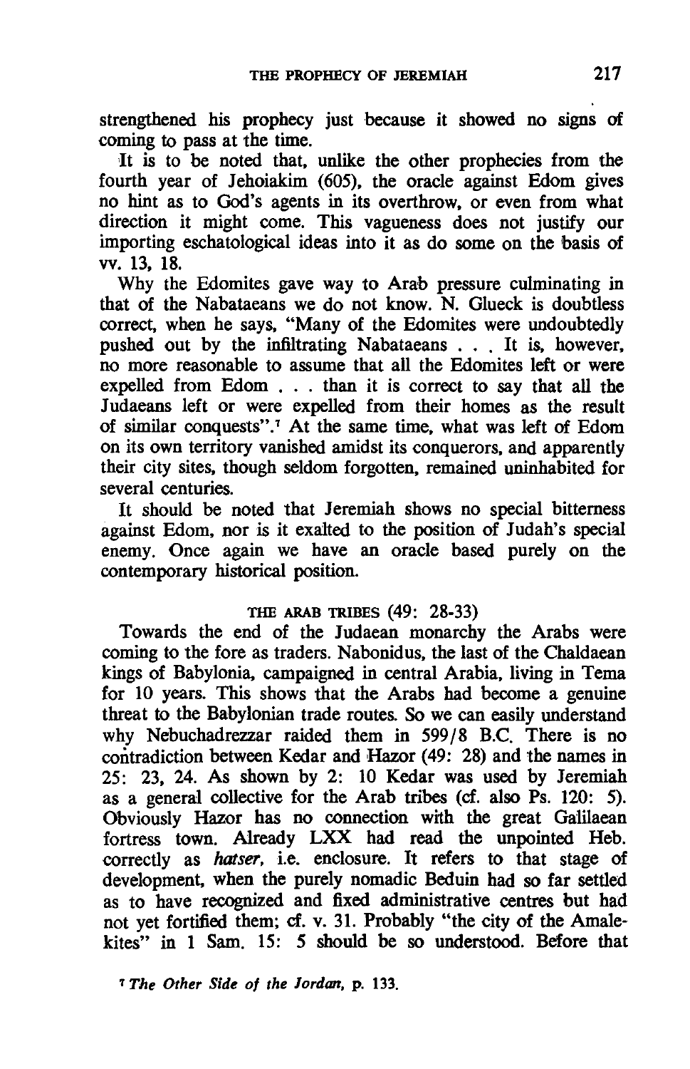strengthened his prophecy just because it showed no signs of coming to pass at the time.

It is to be noted that, unlike the other prophecies from the fourth year of Jehoiakim (605), the oracle against Edom gives no hint as to God's agents in its overthrow, or even from what direction it might come. This vagueness does not justify our importing eschatological ideas into it as do some on the basis of vv. 13, 18.

Why the Edomites gave way to Arab pressure culminating in that of the Nabataeans we do not know. N. Glueck is doubtless correct, when he says, "Many of the Edomites were undoubtedly pushed out by the infiltrating Nabataeans . . . It is, however, no more reasonable to assume that all the Edomites left or were expelled from Edom . . . than it is correct to say that all the Judaeans left or were expelled from their homes as the result of similar conquests".[7] At the same time, what was left of Edom on its own territory vanished amidst its conquerors, and apparently their city sites, though seldom forgotten, remained uninhabited for several centuries.

It should be noted that Jeremiah shows no special bitterness against Edom, nor is it exalted to the position of Judah's special enemy. Once again we have an oracle based purely on the contemporary historical position.

### THE ARAB TRIBES (49: 28-33)

Towards the end of the Judaean monarchy the Arabs were coming to the fore as traders. Nabonidus, the last of the Chaldaean kings of Babylonia, campaigned in central Arabia, living in Tema for 10 years. This shows that the Arabs had become a genuine threat to the Babylonian trade routes. So we can easily understand why Nebuchadrezzar raided them in 599/8 B.C. There is no contradiction between Kedar and Hazor (49: 28) and the names in 25: 23, 24. As shown by 2: 10 Kedar was used by Jeremiah as a general collective for the Arab tribes (cf. also Ps. 120: 5). Obviously Hazor has no connection with the great Galilaean fortress town. Already LXX had read the unpointed Heb. correctly as *hatser*, i.e. enclosure. It refers to that stage of development, when the purely nomadic Beduin had so far settled as to have recognized and fixed administrative centres but had not yet fortified them; cf. v. 31. Probably "the city of the Amalekites" in 1 Sam. 15: 5 should be so understood. Before that

[7] *The Other Side of the Jordan*, p. 133.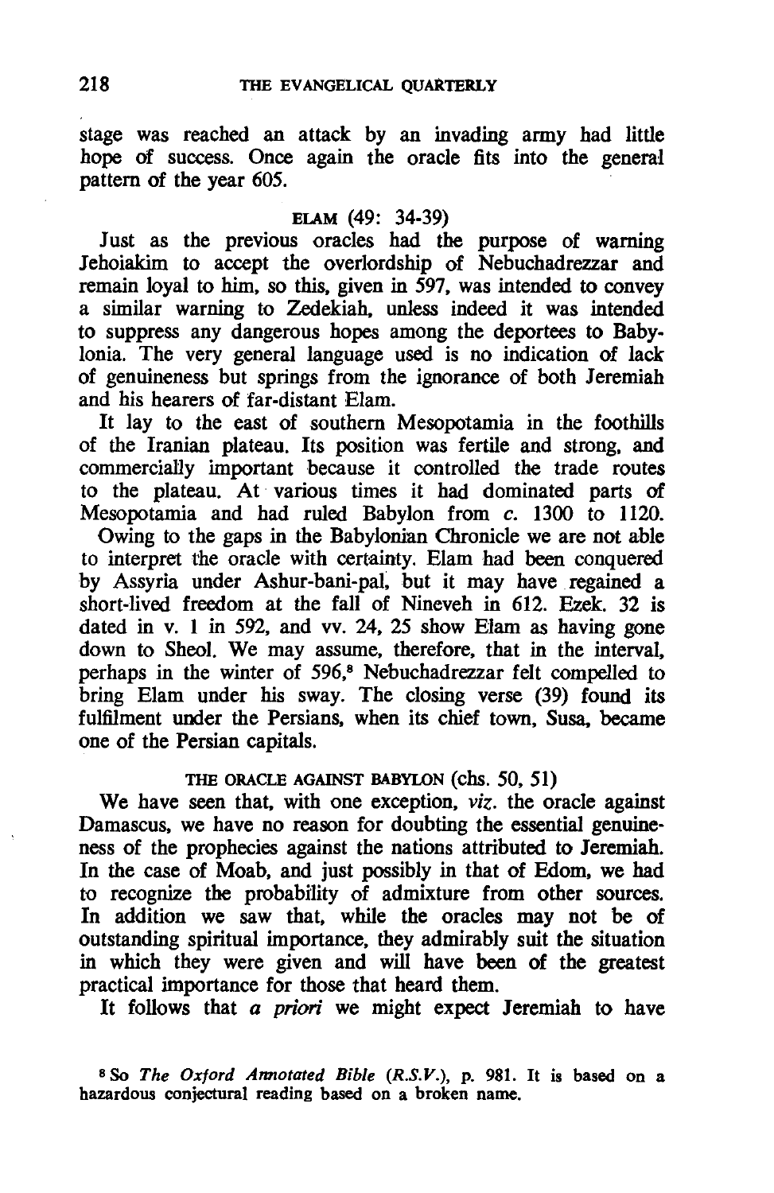stage was reached an attack by an invading army had little hope of success. Once again the oracle fits into the general pattern of the year 605.

### ELAM (49: 34-39)

Just as the previous oracles had the purpose of warning Jehoiakim to accept the overlordship of Nebuchadrezzar and remain loyal to him, so this, given in 597, was intended to convey a similar warning to Zedekiah, unless indeed it was intended to suppress any dangerous hopes among the deportees to Babylonia. The very general language used is no indication of lack of genuineness but springs from the ignorance of both Jeremiah and his hearers of far-distant Elam.

It lay to the east of southern Mesopotamia in the foothills of the Iranian plateau. Its position was fertile and strong, and commercially important because it controlled the trade routes to the plateau. At various times it had dominated parts of Mesopotamia and had ruled Babylon from *c.* 1300 to 1120.

Owing to the gaps in the Babylonian Chronicle we are not able to interpret the oracle with certainty. Elam had been conquered by Assyria under Ashur-bani-pal, but it may have regained a short-lived freedom at the fall of Nineveh in 612. Ezek. 32 is dated in v. 1 in 592, and vv. 24, 25 show Elam as having gone down to Sheol. We may assume, therefore, that in the interval, perhaps in the winter of 596,[8] Nebuchadrezzar felt compelled to bring Elam under his sway. The closing verse (39) found its fulfilment under the Persians, when its chief town, Susa, became one of the Persian capitals.

### THE ORACLE AGAINST BABYLON (chs. 50, 51)

We have seen that, with one exception, *viz.* the oracle against Damascus, we have no reason for doubting the essential genuineness of the prophecies against the nations attributed to Jeremiah. In the case of Moab, and just possibly in that of Edom, we had to recognize the probability of admixture from other sources. In addition we saw that, while the oracles may not be of outstanding spiritual importance, they admirably suit the situation in which they were given and will have been of the greatest practical importance for those that heard them.

It follows that *a priori* we might expect Jeremiah to have

[8] So *The Oxford Annotated Bible (R.S.V.)*, p. 981. It is based on a hazardous conjectural reading based on a broken name.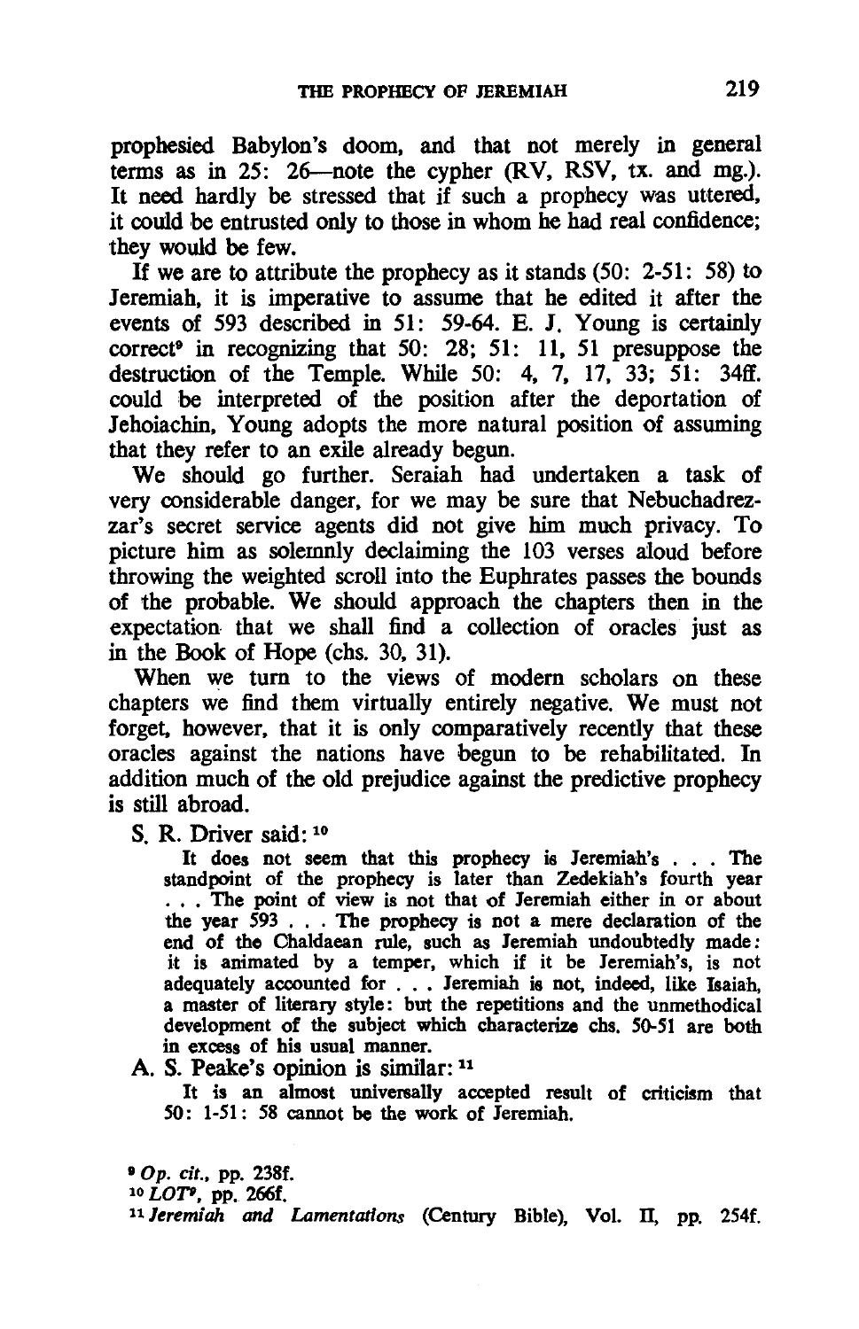prophesied Babylon's doom, and that not merely in general terms as in 25: 26—note the cypher (RV, RSV, tx. and mg.). It need hardly be stressed that if such a prophecy was uttered, it could be entrusted only to those in whom he had real confidence; they would be few.

If we are to attribute the prophecy as it stands (50: 2-51: 58) to Jeremiah, it is imperative to assume that he edited it after the events of 593 described in 51: 59-64. E. J. Young is certainly correct[9] in recognizing that 50: 28; 51: 11, 51 presuppose the destruction of the Temple. While 50: 4, 7, 17, 33; 51: 34ff. could be interpreted of the position after the deportation of Jehoiachin, Young adopts the more natural position of assuming that they refer to an exile already begun.

We should go further. Seraiah had undertaken a task of very considerable danger, for we may be sure that Nebuchadrezzar's secret service agents did not give him much privacy. To picture him as solemnly declaiming the 103 verses aloud before throwing the weighted scroll into the Euphrates passes the bounds of the probable. We should approach the chapters then in the expectation that we shall find a collection of oracles just as in the Book of Hope (chs. 30, 31).

When we turn to the views of modern scholars on these chapters we find them virtually entirely negative. We must not forget, however, that it is only comparatively recently that these oracles against the nations have begun to be rehabilitated. In addition much of the old prejudice against the predictive prophecy is still abroad.

S. R. Driver said: [10]

> It does not seem that this prophecy is Jeremiah's . . . The standpoint of the prophecy is later than Zedekiah's fourth year . . . The point of view is not that of Jeremiah either in or about the year 593 . . . The prophecy is not a mere declaration of the end of the Chaldaean rule, such as Jeremiah undoubtedly made: it is animated by a temper, which if it be Jeremiah's, is not adequately accounted for . . . Jeremiah is not, indeed, like Isaiah, a master of literary style: but the repetitions and the unmethodical development of the subject which characterize chs. 50-51 are both in excess of his usual manner.

A. S. Peake's opinion is similar: [11]

> It is an almost universally accepted result of criticism that 50: 1-51: 58 cannot be the work of Jeremiah.

[9] *Op. cit.*, pp. 238f.

[10] *LOT*[9], pp. 266f.

[11] *Jeremiah and Lamentations* (Century Bible), Vol. II, pp. 254f.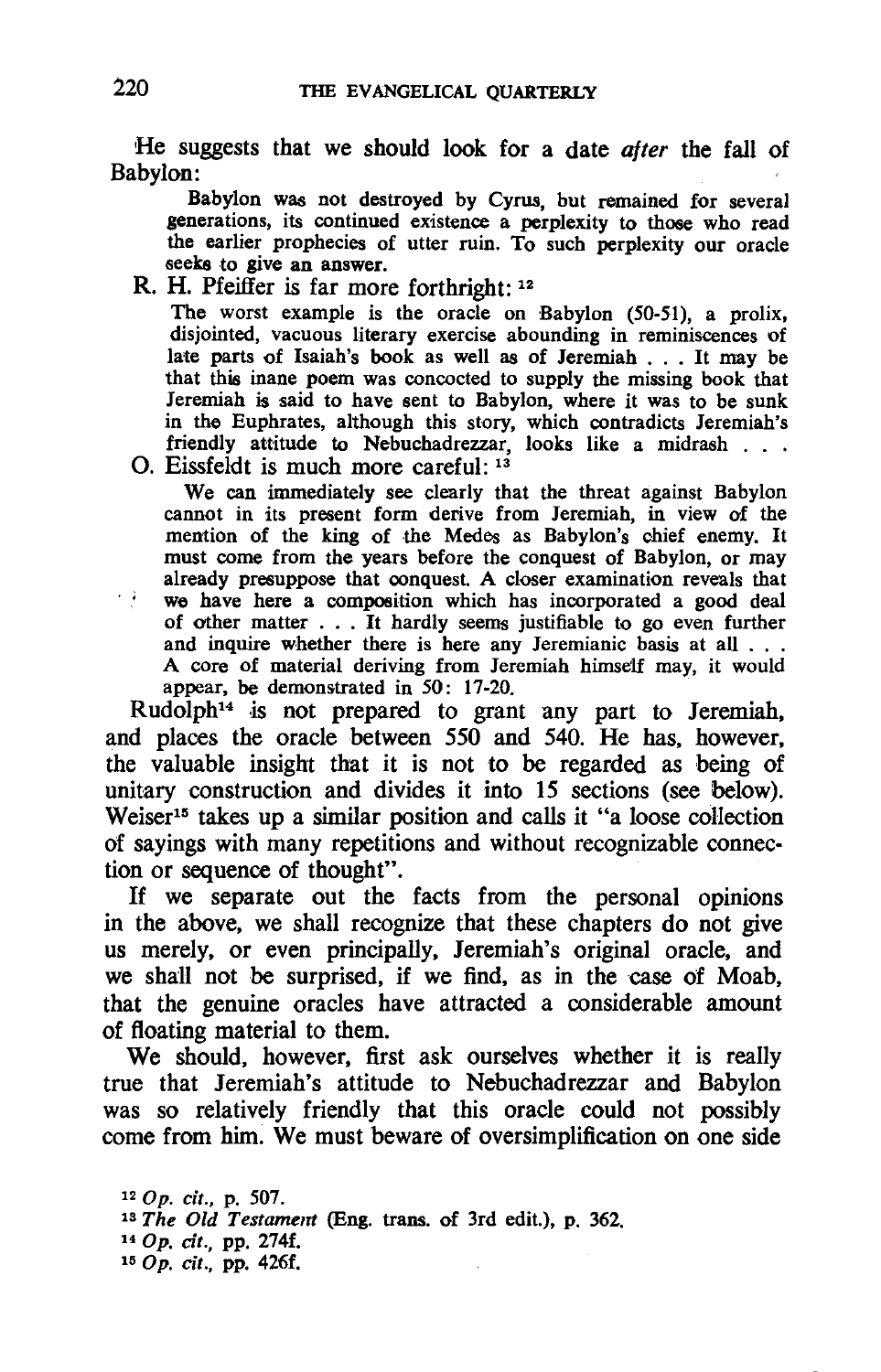He suggests that we should look for a date *after* the fall of Babylon:

> Babylon was not destroyed by Cyrus, but remained for several generations, its continued existence a perplexity to those who read the earlier prophecies of utter ruin. To such perplexity our oracle seeks to give an answer.

R. H. Pfeiffer is far more forthright: [12]

> The worst example is the oracle on Babylon (50-51), a prolix, disjointed, vacuous literary exercise abounding in reminiscences of late parts of Isaiah's book as well as of Jeremiah . . . It may be that this inane poem was concocted to supply the missing book that Jeremiah is said to have sent to Babylon, where it was to be sunk in the Euphrates, although this story, which contradicts Jeremiah's friendly attitude to Nebuchadrezzar, looks like a midrash . . .

O. Eissfeldt is much more careful: [13]

> We can immediately see clearly that the threat against Babylon cannot in its present form derive from Jeremiah, in view of the mention of the king of the Medes as Babylon's chief enemy. It must come from the years before the conquest of Babylon, or may already presuppose that conquest. A closer examination reveals that we have here a composition which has incorporated a good deal of other matter . . . It hardly seems justifiable to go even further and inquire whether there is here any Jeremianic basis at all . . . A core of material deriving from Jeremiah himself may, it would appear, be demonstrated in 50: 17-20.

Rudolph[14] is not prepared to grant any part to Jeremiah, and places the oracle between 550 and 540. He has, however, the valuable insight that it is not to be regarded as being of unitary construction and divides it into 15 sections (see below). Weiser[15] takes up a similar position and calls it "a loose collection of sayings with many repetitions and without recognizable connection or sequence of thought".

If we separate out the facts from the personal opinions in the above, we shall recognize that these chapters do not give us merely, or even principally, Jeremiah's original oracle, and we shall not be surprised, if we find, as in the case of Moab, that the genuine oracles have attracted a considerable amount of floating material to them.

We should, however, first ask ourselves whether it is really true that Jeremiah's attitude to Nebuchadrezzar and Babylon was so relatively friendly that this oracle could not possibly come from him. We must beware of oversimplification on one side

[12] *Op. cit.*, p. 507.

[13] *The Old Testament* (Eng. trans. of 3rd edit.), p. 362.

[14] *Op. cit.*, pp. 274f.

[15] *Op. cit.*, pp. 426f.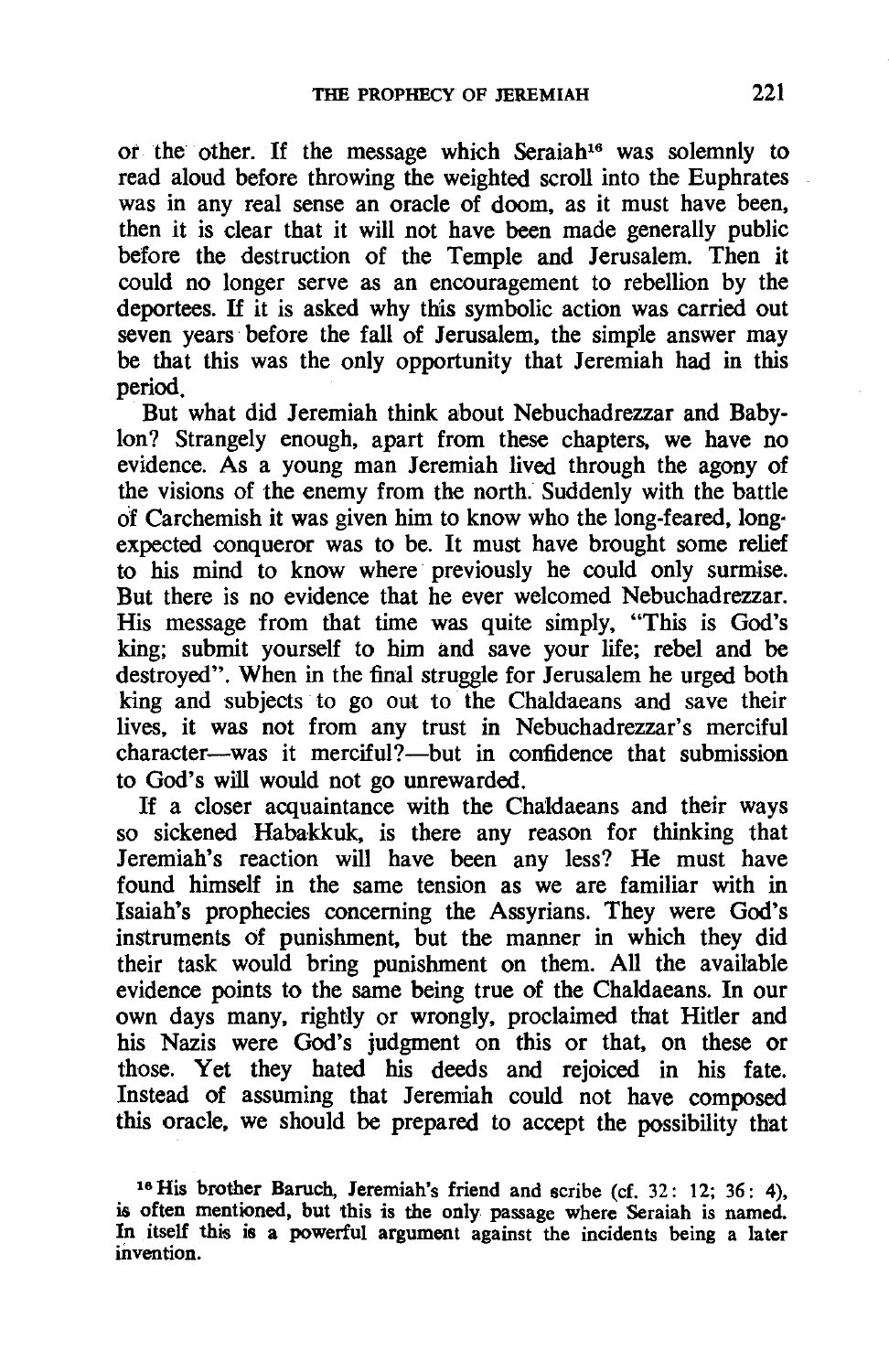or the other. If the message which Seraiah[16] was solemnly to read aloud before throwing the weighted scroll into the Euphrates was in any real sense an oracle of doom, as it must have been, then it is clear that it will not have been made generally public before the destruction of the Temple and Jerusalem. Then it could no longer serve as an encouragement to rebellion by the deportees. If it is asked why this symbolic action was carried out seven years before the fall of Jerusalem, the simple answer may be that this was the only opportunity that Jeremiah had in this period.

But what did Jeremiah think about Nebuchadrezzar and Babylon? Strangely enough, apart from these chapters, we have no evidence. As a young man Jeremiah lived through the agony of the visions of the enemy from the north. Suddenly with the battle of Carchemish it was given him to know who the long-feared, long-expected conqueror was to be. It must have brought some relief to his mind to know where previously he could only surmise. But there is no evidence that he ever welcomed Nebuchadrezzar. His message from that time was quite simply, "This is God's king; submit yourself to him and save your life; rebel and be destroyed". When in the final struggle for Jerusalem he urged both king and subjects to go out to the Chaldaeans and save their lives, it was not from any trust in Nebuchadrezzar's merciful character—was it merciful?—but in confidence that submission to God's will would not go unrewarded.

If a closer acquaintance with the Chaldaeans and their ways so sickened Habakkuk, is there any reason for thinking that Jeremiah's reaction will have been any less? He must have found himself in the same tension as we are familiar with in Isaiah's prophecies concerning the Assyrians. They were God's instruments of punishment, but the manner in which they did their task would bring punishment on them. All the available evidence points to the same being true of the Chaldaeans. In our own days many, rightly or wrongly, proclaimed that Hitler and his Nazis were God's judgment on this or that, on these or those. Yet they hated his deeds and rejoiced in his fate. Instead of assuming that Jeremiah could not have composed this oracle, we should be prepared to accept the possibility that

[16] His brother Baruch, Jeremiah's friend and scribe (cf. 32: 12; 36: 4), is often mentioned, but this is the only passage where Seraiah is named. In itself this is a powerful argument against the incidents being a later invention.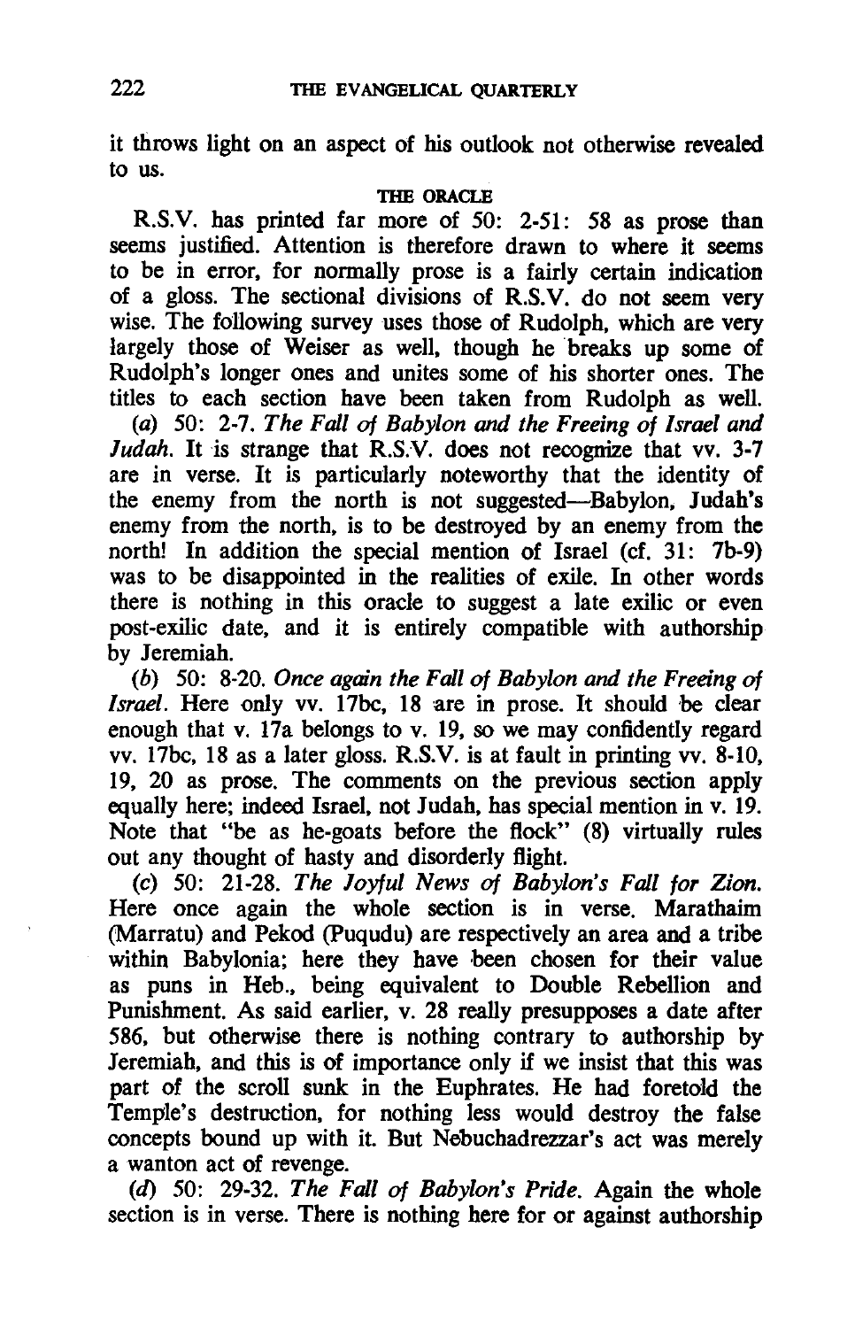it throws light on an aspect of his outlook not otherwise revealed to us.

### THE ORACLE

R.S.V. has printed far more of 50: 2-51: 58 as prose than seems justified. Attention is therefore drawn to where it seems to be in error, for normally prose is a fairly certain indication of a gloss. The sectional divisions of R.S.V. do not seem very wise. The following survey uses those of Rudolph, which are very largely those of Weiser as well, though he breaks up some of Rudolph's longer ones and unites some of his shorter ones. The titles to each section have been taken from Rudolph as well.

(*a*) 50: 2-7. *The Fall of Babylon and the Freeing of Israel and Judah.* It is strange that R.S.V. does not recognize that vv. 3-7 are in verse. It is particularly noteworthy that the identity of the enemy from the north is not suggested—Babylon, Judah's enemy from the north, is to be destroyed by an enemy from the north! In addition the special mention of Israel (cf. 31: 7b-9) was to be disappointed in the realities of exile. In other words there is nothing in this oracle to suggest a late exilic or even post-exilic date, and it is entirely compatible with authorship by Jeremiah.

(*b*) 50: 8-20. *Once again the Fall of Babylon and the Freeing of Israel.* Here only vv. 17bc, 18 are in prose. It should be clear enough that v. 17a belongs to v. 19, so we may confidently regard vv. 17bc, 18 as a later gloss. R.S.V. is at fault in printing vv. 8-10, 19, 20 as prose. The comments on the previous section apply equally here; indeed Israel, not Judah, has special mention in v. 19. Note that "be as he-goats before the flock" (8) virtually rules out any thought of hasty and disorderly flight.

(*c*) 50: 21-28. *The Joyful News of Babylon's Fall for Zion.* Here once again the whole section is in verse. Marathaim (Marratu) and Pekod (Puqudu) are respectively an area and a tribe within Babylonia; here they have been chosen for their value as puns in Heb., being equivalent to Double Rebellion and Punishment. As said earlier, v. 28 really presupposes a date after 586, but otherwise there is nothing contrary to authorship by Jeremiah, and this is of importance only if we insist that this was part of the scroll sunk in the Euphrates. He had foretold the Temple's destruction, for nothing less would destroy the false concepts bound up with it. But Nebuchadrezzar's act was merely a wanton act of revenge.

(*d*) 50: 29-32. *The Fall of Babylon's Pride.* Again the whole section is in verse. There is nothing here for or against authorship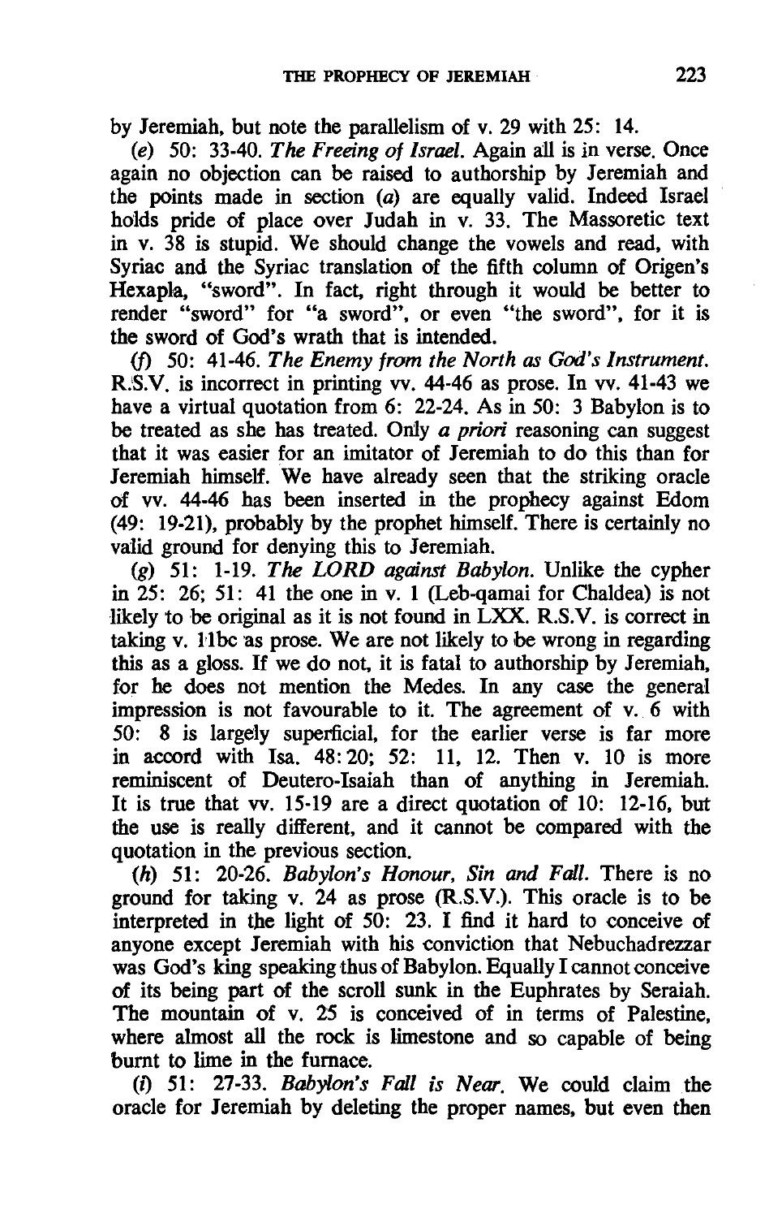by Jeremiah, but note the parallelism of v. 29 with 25: 14.

(*e*) 50: 33-40. *The Freeing of Israel.* Again all is in verse. Once again no objection can be raised to authorship by Jeremiah and the points made in section (*a*) are equally valid. Indeed Israel holds pride of place over Judah in v. 33. The Massoretic text in v. 38 is stupid. We should change the vowels and read, with Syriac and the Syriac translation of the fifth column of Origen's Hexapla, "sword". In fact, right through it would be better to render "sword" for "a sword", or even "the sword", for it is the sword of God's wrath that is intended.

(*f*) 50: 41-46. *The Enemy from the North as God's Instrument.* R.S.V. is incorrect in printing vv. 44-46 as prose. In vv. 41-43 we have a virtual quotation from 6: 22-24. As in 50: 3 Babylon is to be treated as she has treated. Only *a priori* reasoning can suggest that it was easier for an imitator of Jeremiah to do this than for Jeremiah himself. We have already seen that the striking oracle of vv. 44-46 has been inserted in the prophecy against Edom (49: 19-21), probably by the prophet himself. There is certainly no valid ground for denying this to Jeremiah.

(*g*) 51: 1-19. *The LORD against Babylon.* Unlike the cypher in 25: 26; 51: 41 the one in v. 1 (Leb-qamai for Chaldea) is not likely to be original as it is not found in LXX. R.S.V. is correct in taking v. 11bc as prose. We are not likely to be wrong in regarding this as a gloss. If we do not, it is fatal to authorship by Jeremiah, for he does not mention the Medes. In any case the general impression is not favourable to it. The agreement of v. 6 with 50: 8 is largely superficial, for the earlier verse is far more in accord with Isa. 48: 20; 52: 11, 12. Then v. 10 is more reminiscent of Deutero-Isaiah than of anything in Jeremiah. It is true that vv. 15-19 are a direct quotation of 10: 12-16, but the use is really different, and it cannot be compared with the quotation in the previous section.

(*h*) 51: 20-26. *Babylon's Honour, Sin and Fall.* There is no ground for taking v. 24 as prose (R.S.V.). This oracle is to be interpreted in the light of 50: 23. I find it hard to conceive of anyone except Jeremiah with his conviction that Nebuchadrezzar was God's king speaking thus of Babylon. Equally I cannot conceive of its being part of the scroll sunk in the Euphrates by Seraiah. The mountain of v. 25 is conceived of in terms of Palestine, where almost all the rock is limestone and so capable of being burnt to lime in the furnace.

(*i*) 51: 27-33. *Babylon's Fall is Near.* We could claim the oracle for Jeremiah by deleting the proper names, but even then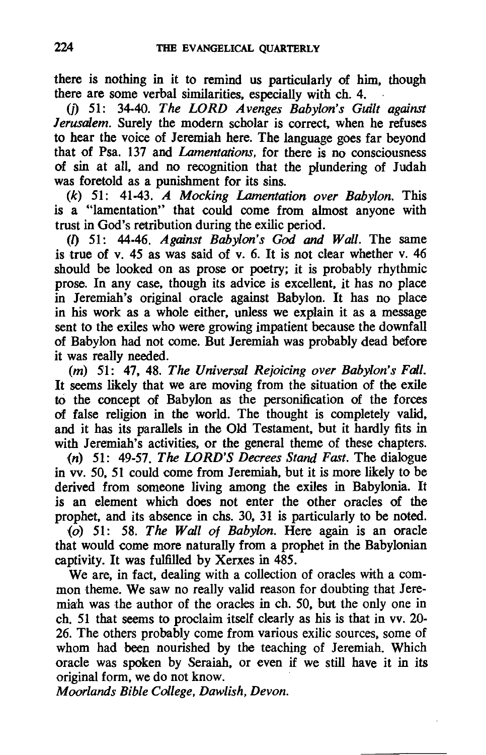there is nothing in it to remind us particularly of him, though there are some verbal similarities, especially with ch. 4.

(*j*) 51: 34-40. *The LORD Avenges Babylon's Guilt against Jerusalem.* Surely the modern scholar is correct, when he refuses to hear the voice of Jeremiah here. The language goes far beyond that of Psa. 137 and *Lamentations*, for there is no consciousness of sin at all, and no recognition that the plundering of Judah was foretold as a punishment for its sins.

(*k*) 51: 41-43. *A Mocking Lamentation over Babylon.* This is a "lamentation" that could come from almost anyone with trust in God's retribution during the exilic period.

(*l*) 51: 44-46. *Against Babylon's God and Wall.* The same is true of v. 45 as was said of v. 6. It is not clear whether v. 46 should be looked on as prose or poetry; it is probably rhythmic prose. In any case, though its advice is excellent, it has no place in Jeremiah's original oracle against Babylon. It has no place in his work as a whole either, unless we explain it as a message sent to the exiles who were growing impatient because the downfall of Babylon had not come. But Jeremiah was probably dead before it was really needed.

(*m*) 51: 47, 48. *The Universal Rejoicing over Babylon's Fall.* It seems likely that we are moving from the situation of the exile to the concept of Babylon as the personification of the forces of false religion in the world. The thought is completely valid, and it has its parallels in the Old Testament, but it hardly fits in with Jeremiah's activities, or the general theme of these chapters.

(*n*) 51: 49-57. *The LORD'S Decrees Stand Fast.* The dialogue in vv. 50, 51 could come from Jeremiah, but it is more likely to be derived from someone living among the exiles in Babylonia. It is an element which does not enter the other oracles of the prophet, and its absence in chs. 30, 31 is particularly to be noted.

(*o*) 51: 58. *The Wall of Babylon.* Here again is an oracle that would come more naturally from a prophet in the Babylonian captivity. It was fulfilled by Xerxes in 485.

We are, in fact, dealing with a collection of oracles with a common theme. We saw no really valid reason for doubting that Jeremiah was the author of the oracles in ch. 50, but the only one in ch. 51 that seems to proclaim itself clearly as his is that in vv. 20-26. The others probably come from various exilic sources, some of whom had been nourished by the teaching of Jeremiah. Which oracle was spoken by Seraiah, or even if we still have it in its original form, we do not know.

*Moorlands Bible College, Dawlish, Devon.*